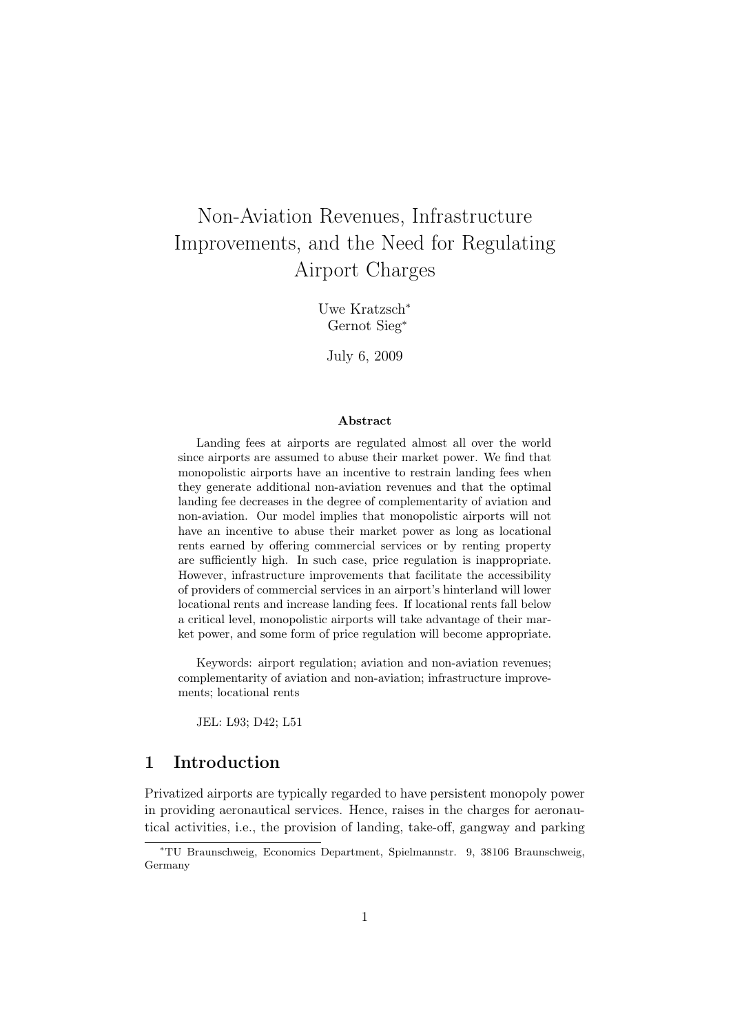# Non-Aviation Revenues, Infrastructure Improvements, and the Need for Regulating Airport Charges

Uwe Kratzsch[*]
Gernot Sieg[*]

July 6, 2009

### Abstract

Landing fees at airports are regulated almost all over the world since airports are assumed to abuse their market power. We find that monopolistic airports have an incentive to restrain landing fees when they generate additional non-aviation revenues and that the optimal landing fee decreases in the degree of complementarity of aviation and non-aviation. Our model implies that monopolistic airports will not have an incentive to abuse their market power as long as locational rents earned by offering commercial services or by renting property are sufficiently high. In such case, price regulation is inappropriate. However, infrastructure improvements that facilitate the accessibility of providers of commercial services in an airport's hinterland will lower locational rents and increase landing fees. If locational rents fall below a critical level, monopolistic airports will take advantage of their market power, and some form of price regulation will become appropriate.

Keywords: airport regulation; aviation and non-aviation revenues; complementarity of aviation and non-aviation; infrastructure improvements; locational rents

JEL: L93; D42; L51

## 1 Introduction

Privatized airports are typically regarded to have persistent monopoly power in providing aeronautical services. Hence, raises in the charges for aeronautical activities, i.e., the provision of landing, take-off, gangway and parking

[*]TU Braunschweig, Economics Department, Spielmannstr. 9, 38106 Braunschweig, Germany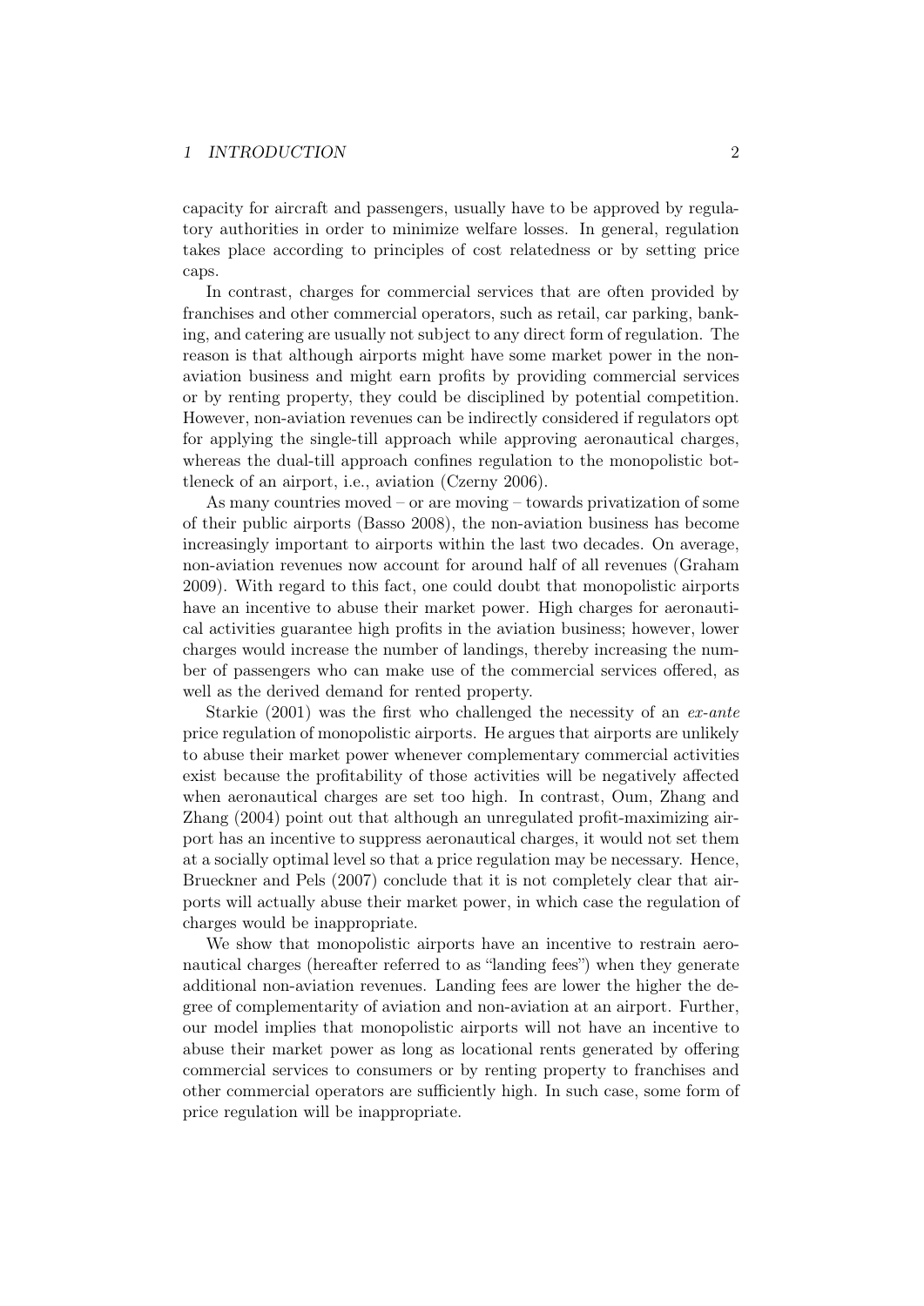capacity for aircraft and passengers, usually have to be approved by regulatory authorities in order to minimize welfare losses. In general, regulation takes place according to principles of cost relatedness or by setting price caps.

In contrast, charges for commercial services that are often provided by franchises and other commercial operators, such as retail, car parking, banking, and catering are usually not subject to any direct form of regulation. The reason is that although airports might have some market power in the non-aviation business and might earn profits by providing commercial services or by renting property, they could be disciplined by potential competition. However, non-aviation revenues can be indirectly considered if regulators opt for applying the single-till approach while approving aeronautical charges, whereas the dual-till approach confines regulation to the monopolistic bottleneck of an airport, i.e., aviation (Czerny 2006).

As many countries moved – or are moving – towards privatization of some of their public airports (Basso 2008), the non-aviation business has become increasingly important to airports within the last two decades. On average, non-aviation revenues now account for around half of all revenues (Graham 2009). With regard to this fact, one could doubt that monopolistic airports have an incentive to abuse their market power. High charges for aeronautical activities guarantee high profits in the aviation business; however, lower charges would increase the number of landings, thereby increasing the number of passengers who can make use of the commercial services offered, as well as the derived demand for rented property.

Starkie (2001) was the first who challenged the necessity of an *ex-ante* price regulation of monopolistic airports. He argues that airports are unlikely to abuse their market power whenever complementary commercial activities exist because the profitability of those activities will be negatively affected when aeronautical charges are set too high. In contrast, Oum, Zhang and Zhang (2004) point out that although an unregulated profit-maximizing airport has an incentive to suppress aeronautical charges, it would not set them at a socially optimal level so that a price regulation may be necessary. Hence, Brueckner and Pels (2007) conclude that it is not completely clear that airports will actually abuse their market power, in which case the regulation of charges would be inappropriate.

We show that monopolistic airports have an incentive to restrain aeronautical charges (hereafter referred to as "landing fees") when they generate additional non-aviation revenues. Landing fees are lower the higher the degree of complementarity of aviation and non-aviation at an airport. Further, our model implies that monopolistic airports will not have an incentive to abuse their market power as long as locational rents generated by offering commercial services to consumers or by renting property to franchises and other commercial operators are sufficiently high. In such case, some form of price regulation will be inappropriate.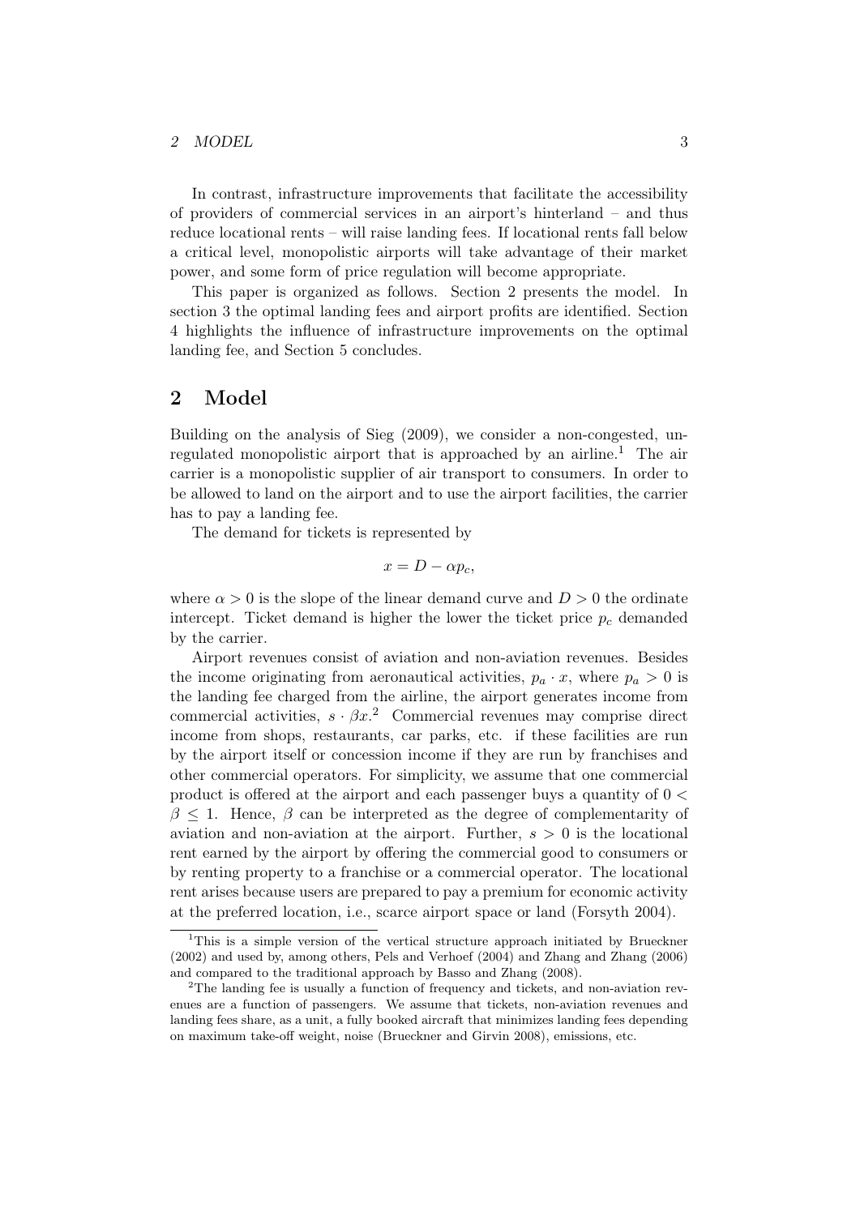In contrast, infrastructure improvements that facilitate the accessibility of providers of commercial services in an airport's hinterland – and thus reduce locational rents – will raise landing fees. If locational rents fall below a critical level, monopolistic airports will take advantage of their market power, and some form of price regulation will become appropriate.

This paper is organized as follows. Section 2 presents the model. In section 3 the optimal landing fees and airport profits are identified. Section 4 highlights the influence of infrastructure improvements on the optimal landing fee, and Section 5 concludes.

# 2 Model

Building on the analysis of Sieg (2009), we consider a non-congested, unregulated monopolistic airport that is approached by an airline.[1] The air carrier is a monopolistic supplier of air transport to consumers. In order to be allowed to land on the airport and to use the airport facilities, the carrier has to pay a landing fee.

The demand for tickets is represented by

$$x = D - \alpha p_c,$$

where $\alpha > 0$ is the slope of the linear demand curve and $D > 0$ the ordinate intercept. Ticket demand is higher the lower the ticket price $p_c$ demanded by the carrier.

Airport revenues consist of aviation and non-aviation revenues. Besides the income originating from aeronautical activities, $p_a \cdot x$, where $p_a > 0$ is the landing fee charged from the airline, the airport generates income from commercial activities, $s \cdot \beta x$.[2] Commercial revenues may comprise direct income from shops, restaurants, car parks, etc. if these facilities are run by the airport itself or concession income if they are run by franchises and other commercial operators. For simplicity, we assume that one commercial product is offered at the airport and each passenger buys a quantity of $0 < \beta \leq 1$. Hence, $\beta$ can be interpreted as the degree of complementarity of aviation and non-aviation at the airport. Further, $s > 0$ is the locational rent earned by the airport by offering the commercial good to consumers or by renting property to a franchise or a commercial operator. The locational rent arises because users are prepared to pay a premium for economic activity at the preferred location, i.e., scarce airport space or land (Forsyth 2004).

[1] This is a simple version of the vertical structure approach initiated by Brueckner (2002) and used by, among others, Pels and Verhoef (2004) and Zhang and Zhang (2006) and compared to the traditional approach by Basso and Zhang (2008).

[2] The landing fee is usually a function of frequency and tickets, and non-aviation revenues are a function of passengers. We assume that tickets, non-aviation revenues and landing fees share, as a unit, a fully booked aircraft that minimizes landing fees depending on maximum take-off weight, noise (Brueckner and Girvin 2008), emissions, etc.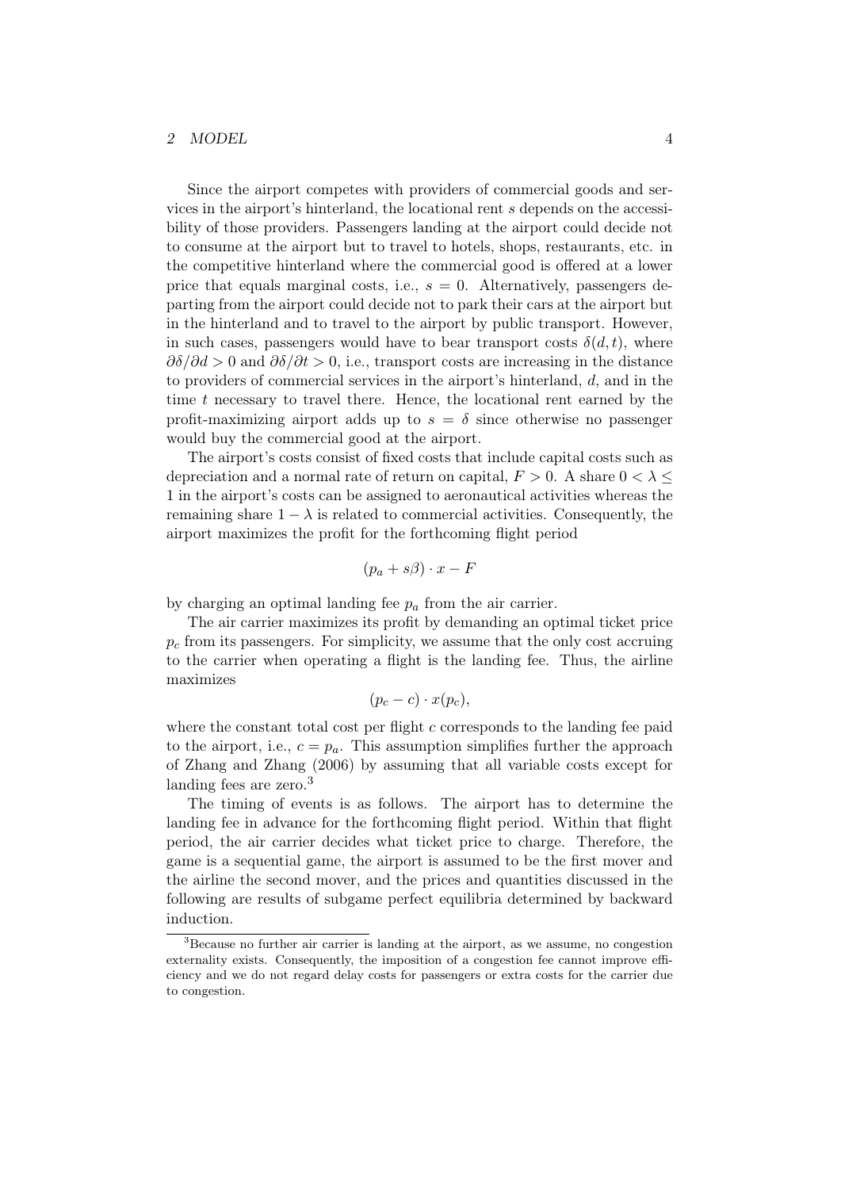Since the airport competes with providers of commercial goods and services in the airport's hinterland, the locational rent $s$ depends on the accessibility of those providers. Passengers landing at the airport could decide not to consume at the airport but to travel to hotels, shops, restaurants, etc. in the competitive hinterland where the commercial good is offered at a lower price that equals marginal costs, i.e., $s = 0$. Alternatively, passengers departing from the airport could decide not to park their cars at the airport but in the hinterland and to travel to the airport by public transport. However, in such cases, passengers would have to bear transport costs $\delta(d, t)$, where $\partial\delta/\partial d > 0$ and $\partial\delta/\partial t > 0$, i.e., transport costs are increasing in the distance to providers of commercial services in the airport's hinterland, $d$, and in the time $t$ necessary to travel there. Hence, the locational rent earned by the profit-maximizing airport adds up to $s = \delta$ since otherwise no passenger would buy the commercial good at the airport.

The airport's costs consist of fixed costs that include capital costs such as depreciation and a normal rate of return on capital, $F > 0$. A share $0 < \lambda \leq 1$ in the airport's costs can be assigned to aeronautical activities whereas the remaining share $1 - \lambda$ is related to commercial activities. Consequently, the airport maximizes the profit for the forthcoming flight period

$$(p_a + s\beta) \cdot x - F$$

by charging an optimal landing fee $p_a$ from the air carrier.

The air carrier maximizes its profit by demanding an optimal ticket price $p_c$ from its passengers. For simplicity, we assume that the only cost accruing to the carrier when operating a flight is the landing fee. Thus, the airline maximizes

$$(p_c - c) \cdot x(p_c),$$

where the constant total cost per flight $c$ corresponds to the landing fee paid to the airport, i.e., $c = p_a$. This assumption simplifies further the approach of Zhang and Zhang (2006) by assuming that all variable costs except for landing fees are zero.[3]

The timing of events is as follows. The airport has to determine the landing fee in advance for the forthcoming flight period. Within that flight period, the air carrier decides what ticket price to charge. Therefore, the game is a sequential game, the airport is assumed to be the first mover and the airline the second mover, and the prices and quantities discussed in the following are results of subgame perfect equilibria determined by backward induction.

[3] Because no further air carrier is landing at the airport, as we assume, no congestion externality exists. Consequently, the imposition of a congestion fee cannot improve efficiency and we do not regard delay costs for passengers or extra costs for the carrier due to congestion.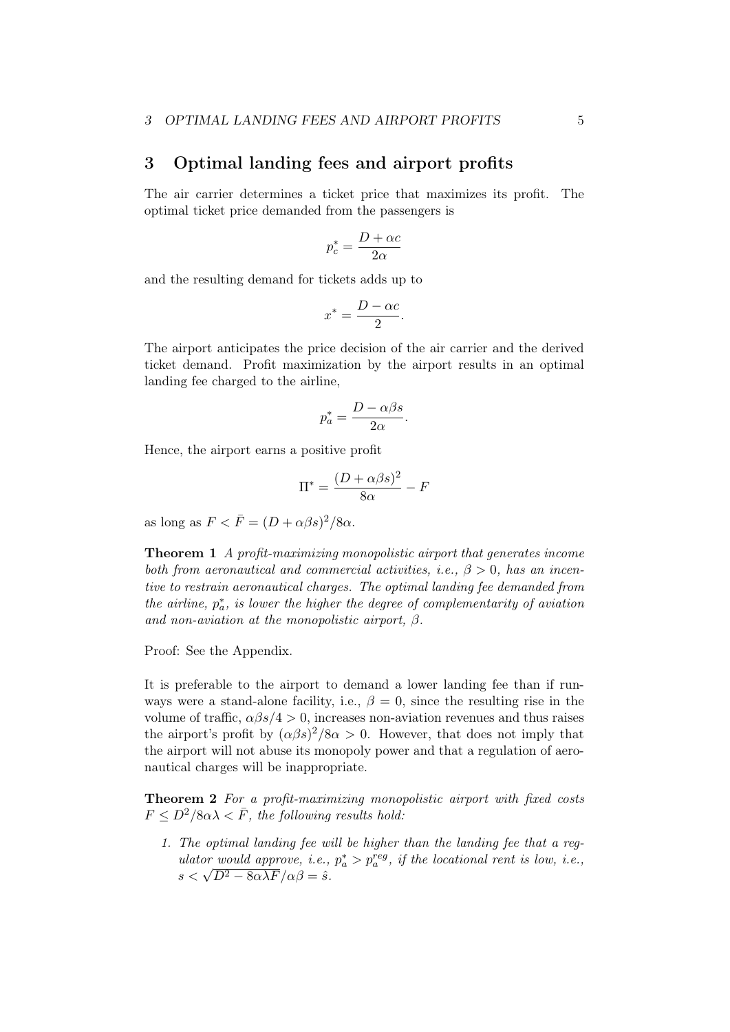# 3 Optimal landing fees and airport profits

The air carrier determines a ticket price that maximizes its profit. The optimal ticket price demanded from the passengers is

$$p_c^* = \frac{D + \alpha c}{2\alpha}$$

and the resulting demand for tickets adds up to

$$x^* = \frac{D - \alpha c}{2}.$$

The airport anticipates the price decision of the air carrier and the derived ticket demand. Profit maximization by the airport results in an optimal landing fee charged to the airline,

$$p_a^* = \frac{D - \alpha \beta s}{2\alpha}.$$

Hence, the airport earns a positive profit

$$\Pi^* = \frac{(D + \alpha\beta s)^2}{8\alpha} - F$$

as long as $F < \bar{F} = (D + \alpha\beta s)^2/8\alpha$.

**Theorem 1** *A profit-maximizing monopolistic airport that generates income both from aeronautical and commercial activities, i.e., $\beta > 0$, has an incentive to restrain aeronautical charges. The optimal landing fee demanded from the airline, $p_a^*$, is lower the higher the degree of complementarity of aviation and non-aviation at the monopolistic airport, $\beta$.*

Proof: See the Appendix.

It is preferable to the airport to demand a lower landing fee than if runways were a stand-alone facility, i.e., $\beta = 0$, since the resulting rise in the volume of traffic, $\alpha\beta s/4 > 0$, increases non-aviation revenues and thus raises the airport's profit by $(\alpha\beta s)^2/8\alpha > 0$. However, that does not imply that the airport will not abuse its monopoly power and that a regulation of aeronautical charges will be inappropriate.

**Theorem 2** *For a profit-maximizing monopolistic airport with fixed costs $F \leq D^2/8\alpha\lambda < \bar{F}$, the following results hold:*

1. *The optimal landing fee will be higher than the landing fee that a regulator would approve, i.e., $p_a^* > p_a^{reg}$, if the locational rent is low, i.e., $s < \sqrt{D^2 - 8\alpha\lambda F}/\alpha\beta = \hat{s}$.*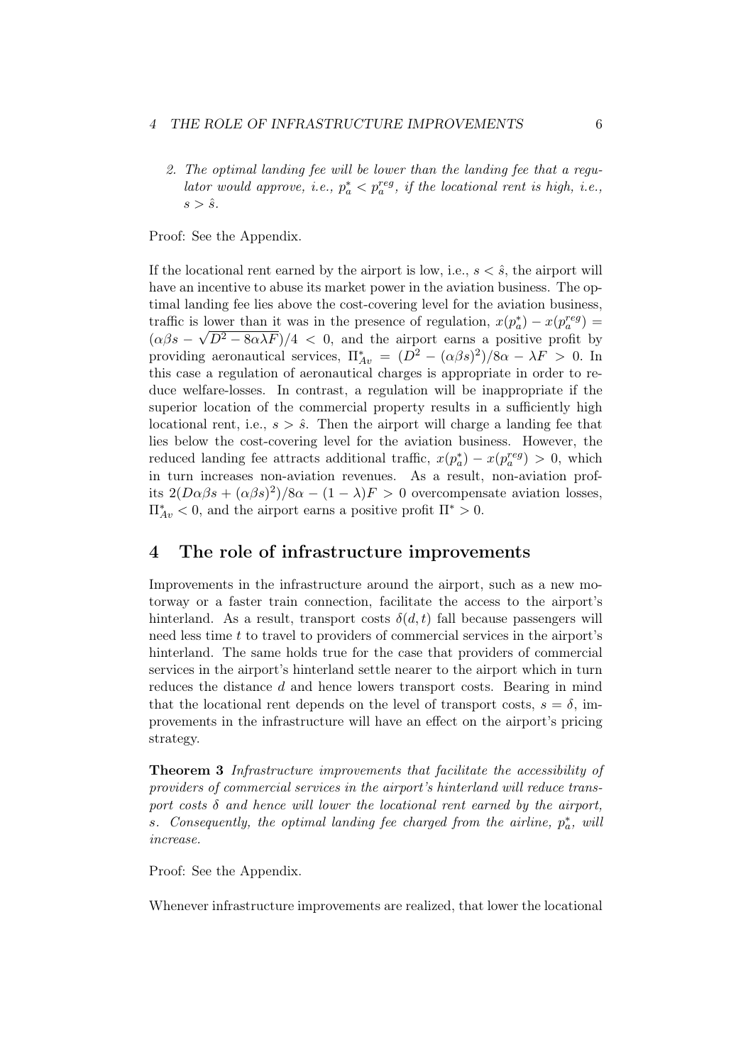2. *The optimal landing fee will be lower than the landing fee that a regulator would approve, i.e., $p_a^* < p_a^{reg}$, if the locational rent is high, i.e., $s > \hat{s}$.*

Proof: See the Appendix.

If the locational rent earned by the airport is low, i.e., $s < \hat{s}$, the airport will have an incentive to abuse its market power in the aviation business. The optimal landing fee lies above the cost-covering level for the aviation business, traffic is lower than it was in the presence of regulation, $x(p_a^*) - x(p_a^{reg}) = (\alpha\beta s - \sqrt{D^2 - 8\alpha\lambda F})/4 < 0$, and the airport earns a positive profit by providing aeronautical services, $\Pi_{Av}^* = (D^2 - (\alpha\beta s)^2)/8\alpha - \lambda F > 0$. In this case a regulation of aeronautical charges is appropriate in order to reduce welfare-losses. In contrast, a regulation will be inappropriate if the superior location of the commercial property results in a sufficiently high locational rent, i.e., $s > \hat{s}$. Then the airport will charge a landing fee that lies below the cost-covering level for the aviation business. However, the reduced landing fee attracts additional traffic, $x(p_a^*) - x(p_a^{reg}) > 0$, which in turn increases non-aviation revenues. As a result, non-aviation profits $2(D\alpha\beta s + (\alpha\beta s)^2)/8\alpha - (1 - \lambda)F > 0$ overcompensate aviation losses, $\Pi_{Av}^* < 0$, and the airport earns a positive profit $\Pi^* > 0$.

# 4 The role of infrastructure improvements

Improvements in the infrastructure around the airport, such as a new motorway or a faster train connection, facilitate the access to the airport's hinterland. As a result, transport costs $\delta(d, t)$ fall because passengers will need less time $t$ to travel to providers of commercial services in the airport's hinterland. The same holds true for the case that providers of commercial services in the airport's hinterland settle nearer to the airport which in turn reduces the distance $d$ and hence lowers transport costs. Bearing in mind that the locational rent depends on the level of transport costs, $s = \delta$, improvements in the infrastructure will have an effect on the airport's pricing strategy.

**Theorem 3** *Infrastructure improvements that facilitate the accessibility of providers of commercial services in the airport's hinterland will reduce transport costs $\delta$ and hence will lower the locational rent earned by the airport, $s$. Consequently, the optimal landing fee charged from the airline, $p_a^*$, will increase.*

Proof: See the Appendix.

Whenever infrastructure improvements are realized, that lower the locational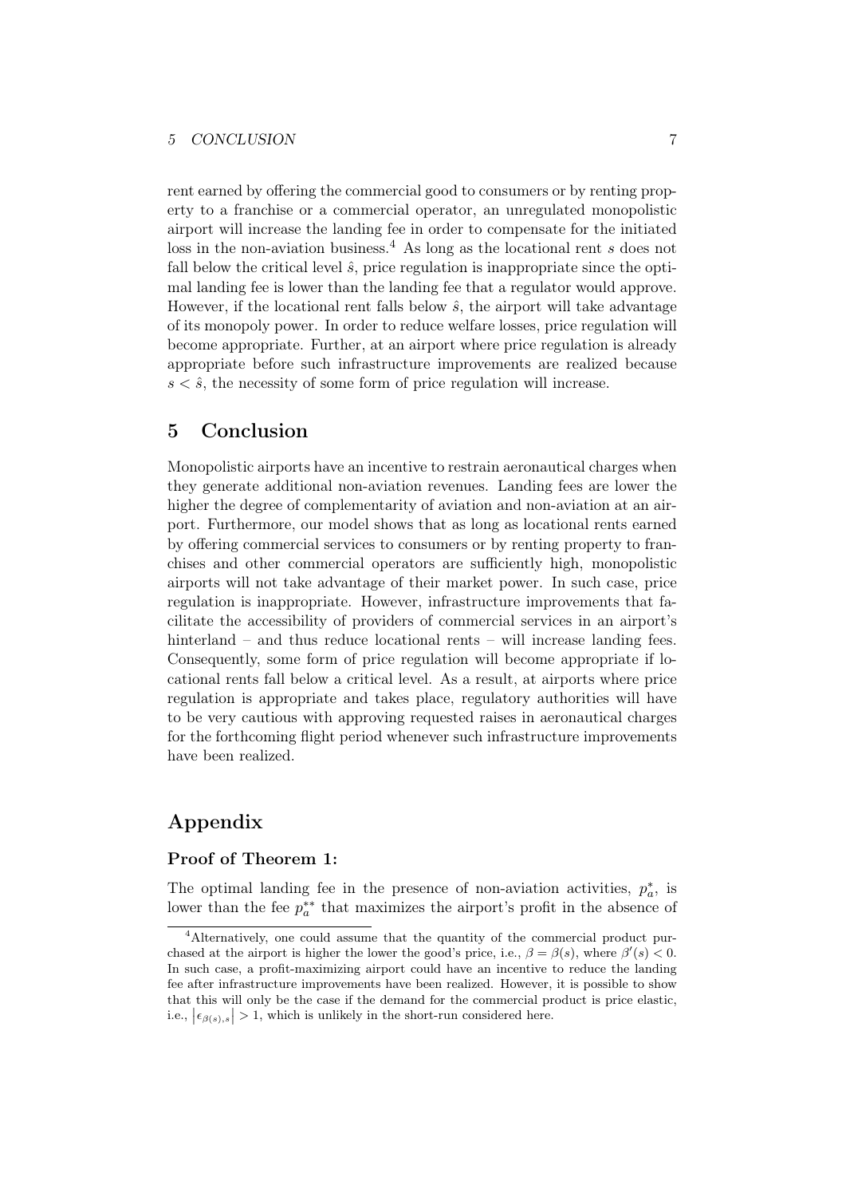rent earned by offering the commercial good to consumers or by renting property to a franchise or a commercial operator, an unregulated monopolistic airport will increase the landing fee in order to compensate for the initiated loss in the non-aviation business.[4] As long as the locational rent $s$ does not fall below the critical level $\hat{s}$, price regulation is inappropriate since the optimal landing fee is lower than the landing fee that a regulator would approve. However, if the locational rent falls below $\hat{s}$, the airport will take advantage of its monopoly power. In order to reduce welfare losses, price regulation will become appropriate. Further, at an airport where price regulation is already appropriate before such infrastructure improvements are realized because $s < \hat{s}$, the necessity of some form of price regulation will increase.

## 5 Conclusion

Monopolistic airports have an incentive to restrain aeronautical charges when they generate additional non-aviation revenues. Landing fees are lower the higher the degree of complementarity of aviation and non-aviation at an airport. Furthermore, our model shows that as long as locational rents earned by offering commercial services to consumers or by renting property to franchises and other commercial operators are sufficiently high, monopolistic airports will not take advantage of their market power. In such case, price regulation is inappropriate. However, infrastructure improvements that facilitate the accessibility of providers of commercial services in an airport's hinterland – and thus reduce locational rents – will increase landing fees. Consequently, some form of price regulation will become appropriate if locational rents fall below a critical level. As a result, at airports where price regulation is appropriate and takes place, regulatory authorities will have to be very cautious with approving requested raises in aeronautical charges for the forthcoming flight period whenever such infrastructure improvements have been realized.

## Appendix

### Proof of Theorem 1:

The optimal landing fee in the presence of non-aviation activities, $p_a^*$, is lower than the fee $p_a^{**}$ that maximizes the airport's profit in the absence of

---

[4] Alternatively, one could assume that the quantity of the commercial product purchased at the airport is higher the lower the good's price, i.e., $\beta = \beta(s)$, where $\beta'(s) < 0$. In such case, a profit-maximizing airport could have an incentive to reduce the landing fee after infrastructure improvements have been realized. However, it is possible to show that this will only be the case if the demand for the commercial product is price elastic, i.e., $\left|\epsilon_{\beta(s),s}\right| > 1$, which is unlikely in the short-run considered here.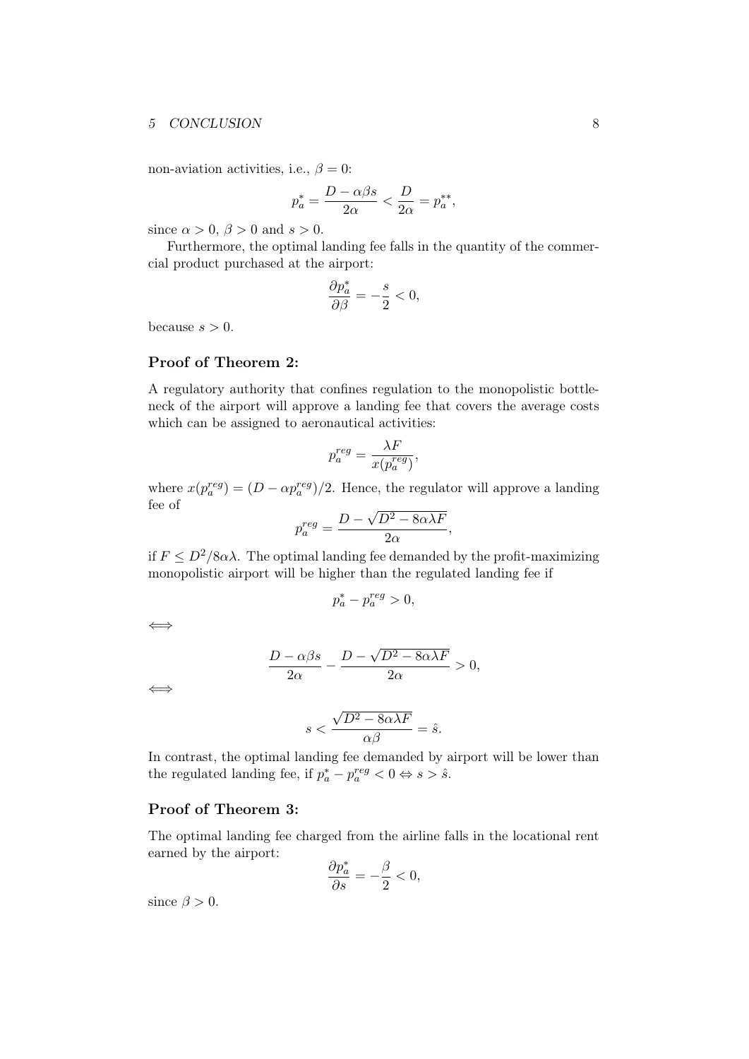non-aviation activities, i.e., $\beta = 0$:

$$p_a^* = \frac{D - \alpha\beta s}{2\alpha} < \frac{D}{2\alpha} = p_a^{**},$$

since $\alpha > 0$, $\beta > 0$ and $s > 0$.

Furthermore, the optimal landing fee falls in the quantity of the commercial product purchased at the airport:

$$\frac{\partial p_a^*}{\partial \beta} = -\frac{s}{2} < 0,$$

because $s > 0$.

### Proof of Theorem 2:

A regulatory authority that confines regulation to the monopolistic bottleneck of the airport will approve a landing fee that covers the average costs which can be assigned to aeronautical activities:

$$p_a^{reg} = \frac{\lambda F}{x(p_a^{reg})},$$

where $x(p_a^{reg}) = (D - \alpha p_a^{reg})/2$. Hence, the regulator will approve a landing fee of

$$p_a^{reg} = \frac{D - \sqrt{D^2 - 8\alpha\lambda F}}{2\alpha},$$

if $F \leq D^2/8\alpha\lambda$. The optimal landing fee demanded by the profit-maximizing monopolistic airport will be higher than the regulated landing fee if

$$p_a^* - p_a^{reg} > 0,$$

$\Longleftrightarrow$

$$\frac{D - \alpha\beta s}{2\alpha} - \frac{D - \sqrt{D^2 - 8\alpha\lambda F}}{2\alpha} > 0,$$

$\Longleftrightarrow$

$$s < \frac{\sqrt{D^2 - 8\alpha\lambda F}}{\alpha\beta} = \hat{s}.$$

In contrast, the optimal landing fee demanded by airport will be lower than the regulated landing fee, if $p_a^* - p_a^{reg} < 0 \Leftrightarrow s > \hat{s}$.

### Proof of Theorem 3:

The optimal landing fee charged from the airline falls in the locational rent earned by the airport:

$$\frac{\partial p_a^*}{\partial s} = -\frac{\beta}{2} < 0,$$

since $\beta > 0$.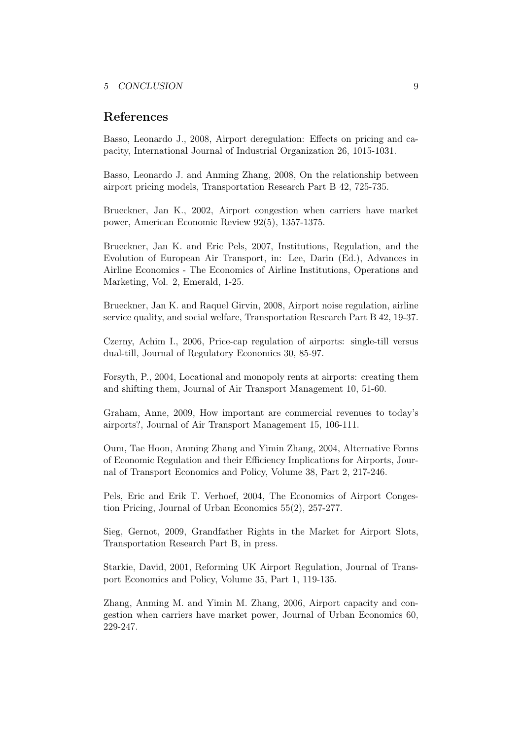## References

Basso, Leonardo J., 2008, Airport deregulation: Effects on pricing and capacity, International Journal of Industrial Organization 26, 1015-1031.

Basso, Leonardo J. and Anming Zhang, 2008, On the relationship between airport pricing models, Transportation Research Part B 42, 725-735.

Brueckner, Jan K., 2002, Airport congestion when carriers have market power, American Economic Review 92(5), 1357-1375.

Brueckner, Jan K. and Eric Pels, 2007, Institutions, Regulation, and the Evolution of European Air Transport, in: Lee, Darin (Ed.), Advances in Airline Economics - The Economics of Airline Institutions, Operations and Marketing, Vol. 2, Emerald, 1-25.

Brueckner, Jan K. and Raquel Girvin, 2008, Airport noise regulation, airline service quality, and social welfare, Transportation Research Part B 42, 19-37.

Czerny, Achim I., 2006, Price-cap regulation of airports: single-till versus dual-till, Journal of Regulatory Economics 30, 85-97.

Forsyth, P., 2004, Locational and monopoly rents at airports: creating them and shifting them, Journal of Air Transport Management 10, 51-60.

Graham, Anne, 2009, How important are commercial revenues to today's airports?, Journal of Air Transport Management 15, 106-111.

Oum, Tae Hoon, Anming Zhang and Yimin Zhang, 2004, Alternative Forms of Economic Regulation and their Efficiency Implications for Airports, Journal of Transport Economics and Policy, Volume 38, Part 2, 217-246.

Pels, Eric and Erik T. Verhoef, 2004, The Economics of Airport Congestion Pricing, Journal of Urban Economics 55(2), 257-277.

Sieg, Gernot, 2009, Grandfather Rights in the Market for Airport Slots, Transportation Research Part B, in press.

Starkie, David, 2001, Reforming UK Airport Regulation, Journal of Transport Economics and Policy, Volume 35, Part 1, 119-135.

Zhang, Anming M. and Yimin M. Zhang, 2006, Airport capacity and congestion when carriers have market power, Journal of Urban Economics 60, 229-247.